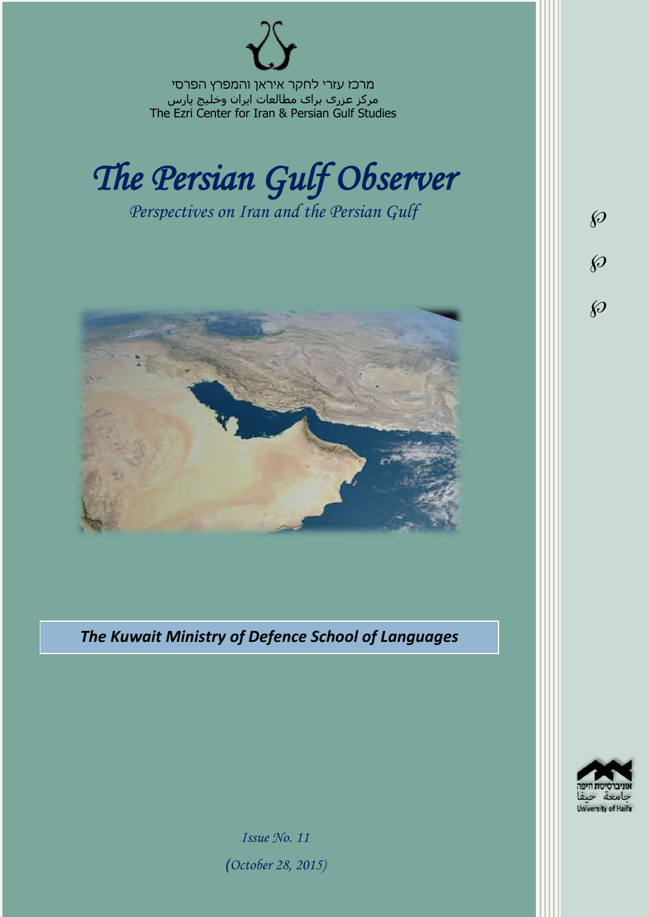מרכז עזרי לחקר איראן והמפרץ הפרסי
مرکز عزری برای مطالعات ایران وخلیج پارس
The Ezri Center for Iran & Persian Gulf Studies

# *The Persian Gulf Observer*

*Perspectives on Iran and the Persian Gulf*

## ***The Kuwait Ministry of Defence School of Languages***

*Issue No. 11*

*(October 28, 2015)*

אוניברסיטת חיפה
جامعة حيفا
University of Haifa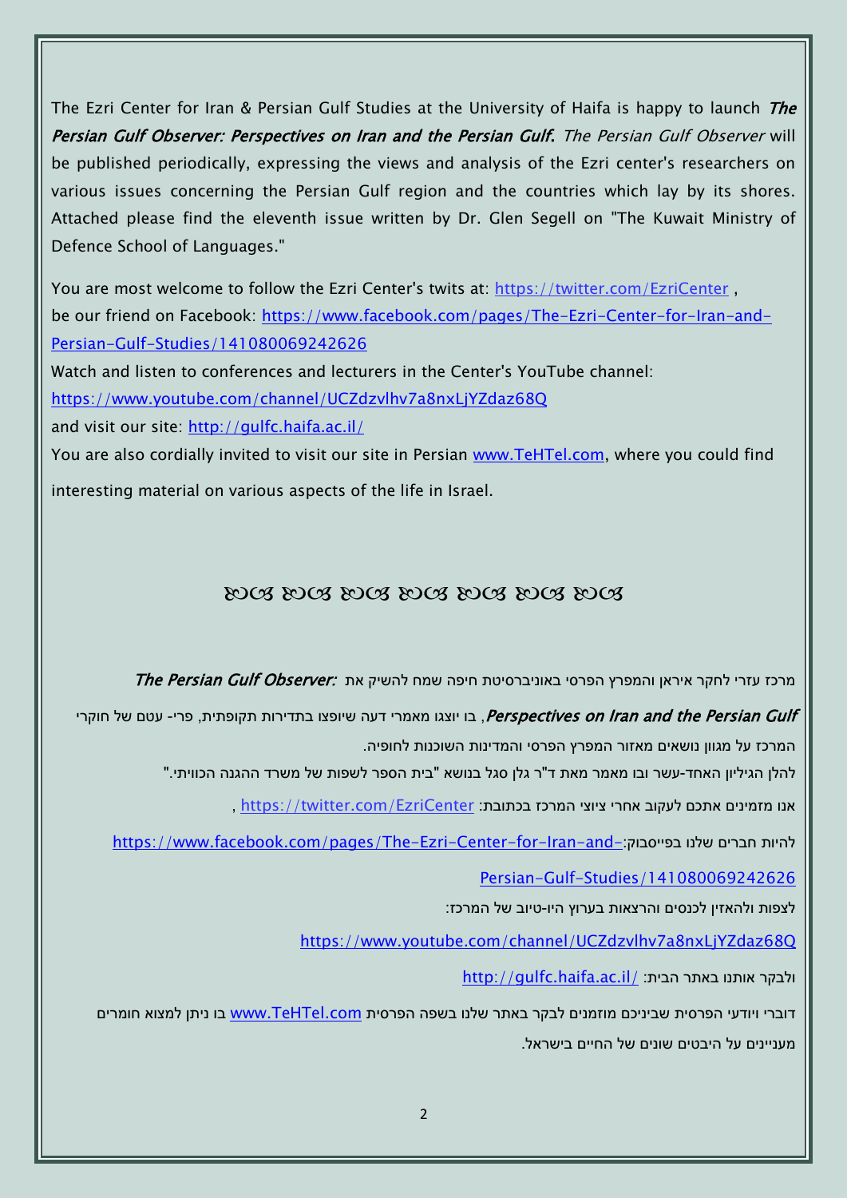The Ezri Center for Iran & Persian Gulf Studies at the University of Haifa is happy to launch ***The Persian Gulf Observer: Perspectives on Iran and the Persian Gulf***. *The Persian Gulf Observer* will be published periodically, expressing the views and analysis of the Ezri center's researchers on various issues concerning the Persian Gulf region and the countries which lay by its shores. Attached please find the eleventh issue written by Dr. Glen Segell on "The Kuwait Ministry of Defence School of Languages."

You are most welcome to follow the Ezri Center's twits at: https://twitter.com/EzriCenter ,
be our friend on Facebook: https://www.facebook.com/pages/The-Ezri-Center-for-Iran-and-Persian-Gulf-Studies/141080069242626
Watch and listen to conferences and lecturers in the Center's YouTube channel:
https://www.youtube.com/channel/UCZdzvlhv7a8nxLjYZdaz68Q
and visit our site: http://gulfc.haifa.ac.il/
You are also cordially invited to visit our site in Persian www.TeHTel.com, where you could find interesting material on various aspects of the life in Israel.

ꕥ ꕥ ꕥ ꕥ ꕥ ꕥ ꕥ

מרכז עזרי לחקר איראן והמפרץ הפרסי באוניברסיטת חיפה שמח להשיק את ***The Persian Gulf Observer: Perspectives on Iran and the Persian Gulf***, בו יוצגו מאמרי דעה שיופצו בתדירות תקופתית, פרי- עטם של חוקרי המרכז על מגוון נושאים מאזור המפרץ הפרסי והמדינות השוכנות לחופיה.

להלן הגיליון האחד-עשר ובו מאמר מאת ד"ר גלן סגל בנושא "בית הספר לשפות של משרד ההגנה הכוויתי."

אנו מזמינים אתכם לעקוב אחרי ציוצי המרכז בכתובת: https://twitter.com/EzriCenter ,

להיות חברים שלנו בפייסבוק: https://www.facebook.com/pages/The-Ezri-Center-for-Iran-and-Persian-Gulf-Studies/141080069242626

לצפות ולהאזין לכנסים והרצאות בערוץ היו-טיוב של המרכז:

https://www.youtube.com/channel/UCZdzvlhv7a8nxLjYZdaz68Q

ולבקר אותנו באתר הבית: http://gulfc.haifa.ac.il/

דוברי ויודעי הפרסית שביניכם מוזמנים לבקר באתר שלנו בשפה הפרסית www.TeHTel.com בו ניתן למצוא חומרים מעניינים על היבטים שונים של החיים בישראל.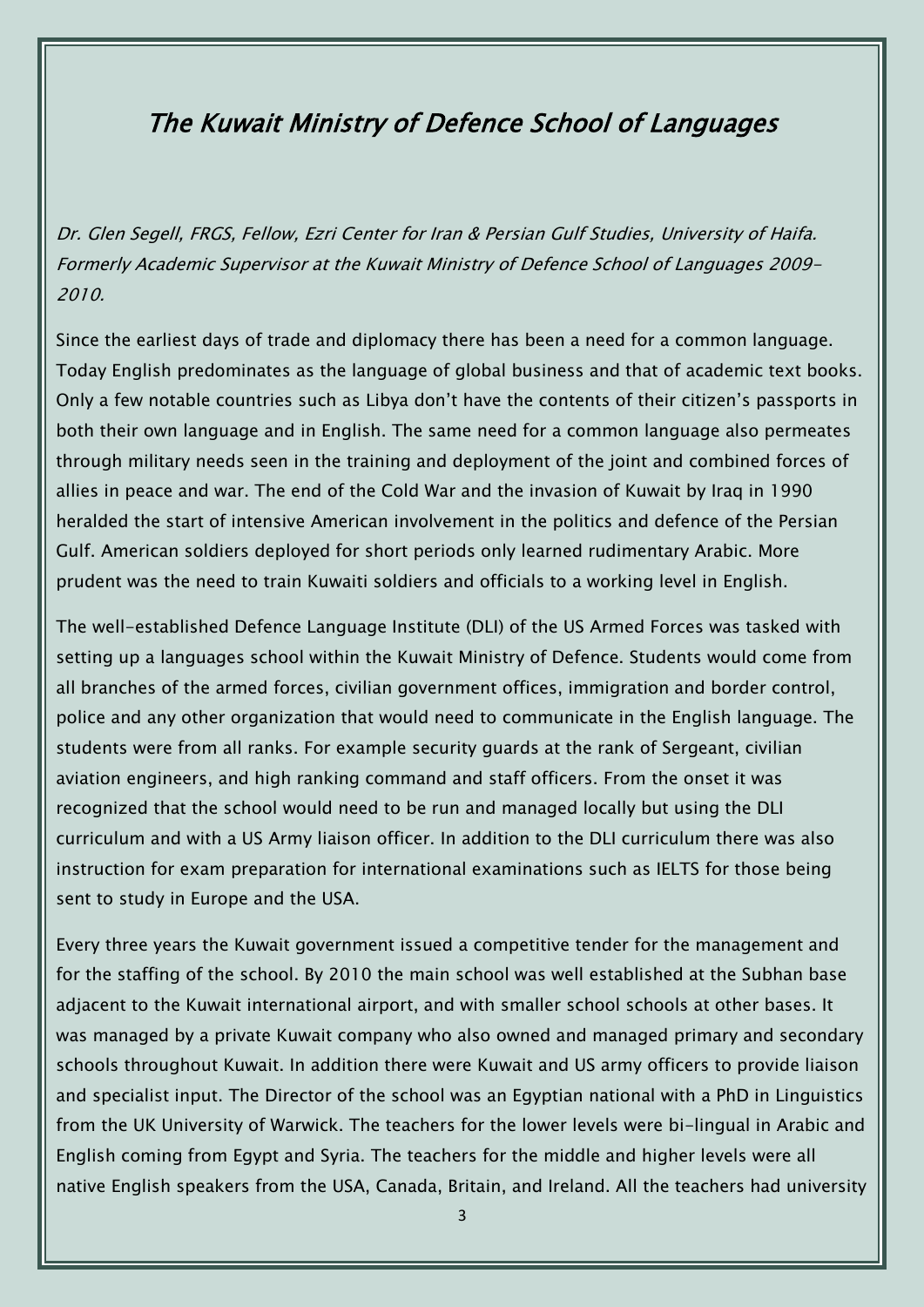# *The Kuwait Ministry of Defence School of Languages*

*Dr. Glen Segell, FRGS, Fellow, Ezri Center for Iran & Persian Gulf Studies, University of Haifa. Formerly Academic Supervisor at the Kuwait Ministry of Defence School of Languages 2009-2010.*

Since the earliest days of trade and diplomacy there has been a need for a common language. Today English predominates as the language of global business and that of academic text books. Only a few notable countries such as Libya don't have the contents of their citizen's passports in both their own language and in English. The same need for a common language also permeates through military needs seen in the training and deployment of the joint and combined forces of allies in peace and war. The end of the Cold War and the invasion of Kuwait by Iraq in 1990 heralded the start of intensive American involvement in the politics and defence of the Persian Gulf. American soldiers deployed for short periods only learned rudimentary Arabic. More prudent was the need to train Kuwaiti soldiers and officials to a working level in English.

The well-established Defence Language Institute (DLI) of the US Armed Forces was tasked with setting up a languages school within the Kuwait Ministry of Defence. Students would come from all branches of the armed forces, civilian government offices, immigration and border control, police and any other organization that would need to communicate in the English language. The students were from all ranks. For example security guards at the rank of Sergeant, civilian aviation engineers, and high ranking command and staff officers. From the onset it was recognized that the school would need to be run and managed locally but using the DLI curriculum and with a US Army liaison officer. In addition to the DLI curriculum there was also instruction for exam preparation for international examinations such as IELTS for those being sent to study in Europe and the USA.

Every three years the Kuwait government issued a competitive tender for the management and for the staffing of the school. By 2010 the main school was well established at the Subhan base adjacent to the Kuwait international airport, and with smaller school schools at other bases. It was managed by a private Kuwait company who also owned and managed primary and secondary schools throughout Kuwait. In addition there were Kuwait and US army officers to provide liaison and specialist input. The Director of the school was an Egyptian national with a PhD in Linguistics from the UK University of Warwick. The teachers for the lower levels were bi-lingual in Arabic and English coming from Egypt and Syria. The teachers for the middle and higher levels were all native English speakers from the USA, Canada, Britain, and Ireland. All the teachers had university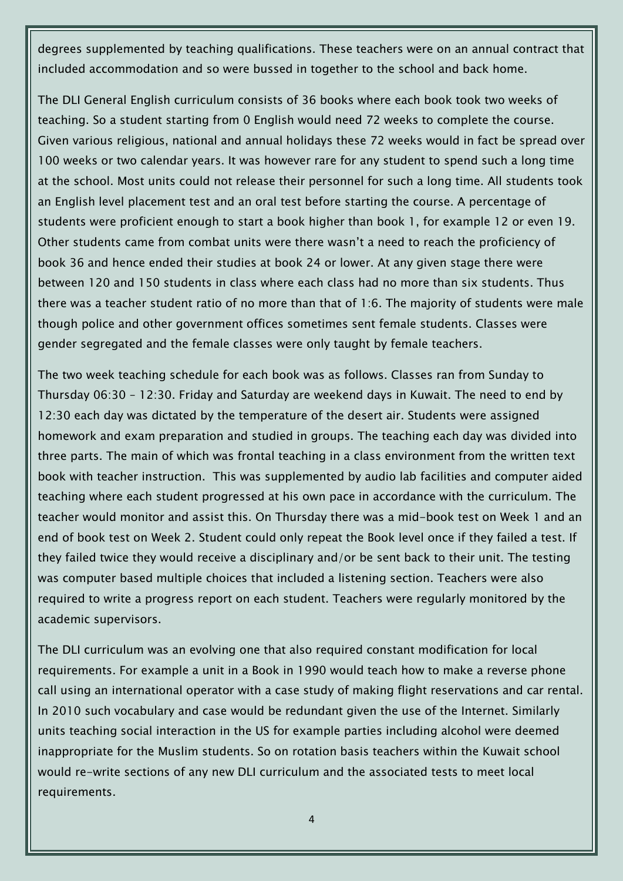degrees supplemented by teaching qualifications. These teachers were on an annual contract that included accommodation and so were bussed in together to the school and back home.

The DLI General English curriculum consists of 36 books where each book took two weeks of teaching. So a student starting from 0 English would need 72 weeks to complete the course. Given various religious, national and annual holidays these 72 weeks would in fact be spread over 100 weeks or two calendar years. It was however rare for any student to spend such a long time at the school. Most units could not release their personnel for such a long time. All students took an English level placement test and an oral test before starting the course. A percentage of students were proficient enough to start a book higher than book 1, for example 12 or even 19. Other students came from combat units were there wasn't a need to reach the proficiency of book 36 and hence ended their studies at book 24 or lower. At any given stage there were between 120 and 150 students in class where each class had no more than six students. Thus there was a teacher student ratio of no more than that of 1:6. The majority of students were male though police and other government offices sometimes sent female students. Classes were gender segregated and the female classes were only taught by female teachers.

The two week teaching schedule for each book was as follows. Classes ran from Sunday to Thursday 06:30 – 12:30. Friday and Saturday are weekend days in Kuwait. The need to end by 12:30 each day was dictated by the temperature of the desert air. Students were assigned homework and exam preparation and studied in groups. The teaching each day was divided into three parts. The main of which was frontal teaching in a class environment from the written text book with teacher instruction. This was supplemented by audio lab facilities and computer aided teaching where each student progressed at his own pace in accordance with the curriculum. The teacher would monitor and assist this. On Thursday there was a mid-book test on Week 1 and an end of book test on Week 2. Student could only repeat the Book level once if they failed a test. If they failed twice they would receive a disciplinary and/or be sent back to their unit. The testing was computer based multiple choices that included a listening section. Teachers were also required to write a progress report on each student. Teachers were regularly monitored by the academic supervisors.

The DLI curriculum was an evolving one that also required constant modification for local requirements. For example a unit in a Book in 1990 would teach how to make a reverse phone call using an international operator with a case study of making flight reservations and car rental. In 2010 such vocabulary and case would be redundant given the use of the Internet. Similarly units teaching social interaction in the US for example parties including alcohol were deemed inappropriate for the Muslim students. So on rotation basis teachers within the Kuwait school would re-write sections of any new DLI curriculum and the associated tests to meet local requirements.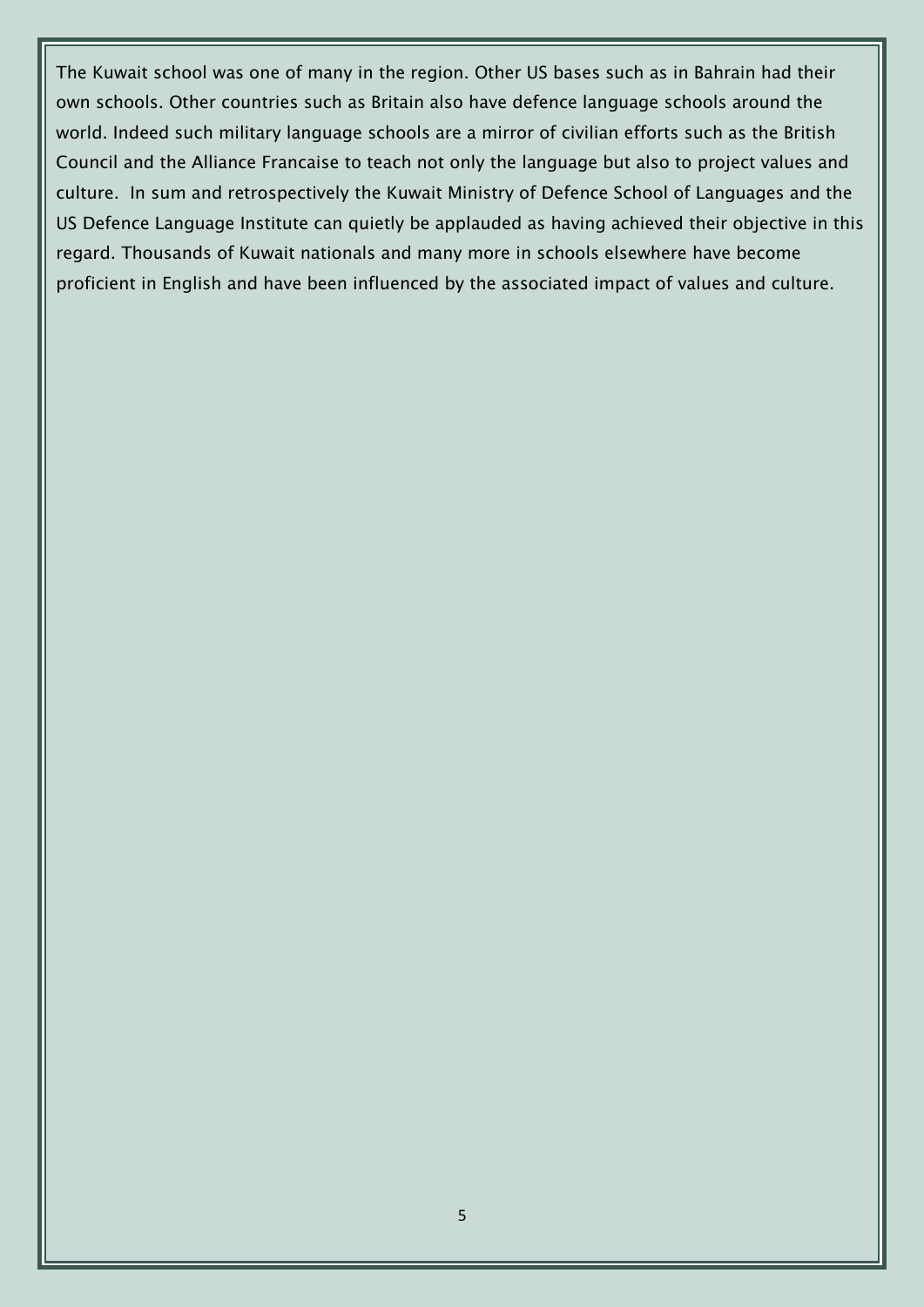The Kuwait school was one of many in the region. Other US bases such as in Bahrain had their own schools. Other countries such as Britain also have defence language schools around the world. Indeed such military language schools are a mirror of civilian efforts such as the British Council and the Alliance Francaise to teach not only the language but also to project values and culture. In sum and retrospectively the Kuwait Ministry of Defence School of Languages and the US Defence Language Institute can quietly be applauded as having achieved their objective in this regard. Thousands of Kuwait nationals and many more in schools elsewhere have become proficient in English and have been influenced by the associated impact of values and culture.